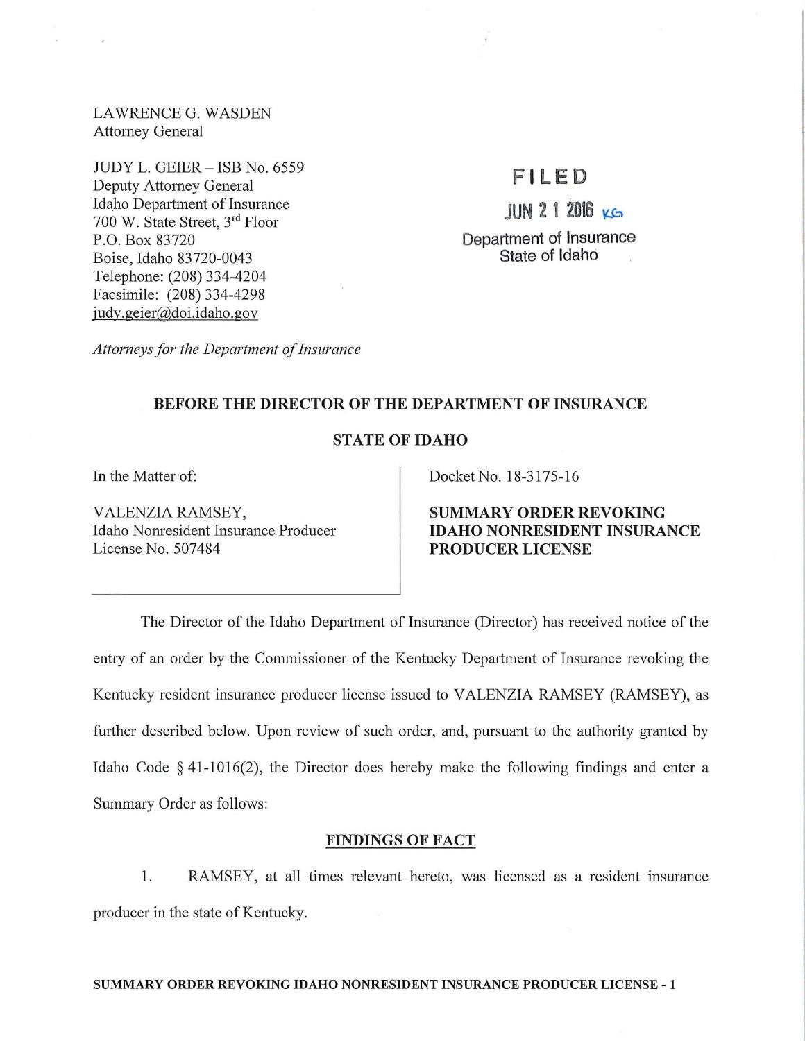LAWRENCE G. WASDEN
Attorney General

JUDY L. GEIER – ISB No. 6559
Deputy Attorney General
Idaho Department of Insurance
700 W. State Street, 3rd Floor
P.O. Box 83720
Boise, Idaho 83720-0043
Telephone: (208) 334-4204
Facsimile: (208) 334-4298
judy.geier@doi.idaho.gov

*Attorneys for the Department of Insurance*

FILED
JUN 21 2016 KG
Department of Insurance
State of Idaho

**BEFORE THE DIRECTOR OF THE DEPARTMENT OF INSURANCE**

**STATE OF IDAHO**

In the Matter of:

VALENZIA RAMSEY,
Idaho Nonresident Insurance Producer
License No. 507484

Docket No. 18-3175-16

**SUMMARY ORDER REVOKING IDAHO NONRESIDENT INSURANCE PRODUCER LICENSE**

The Director of the Idaho Department of Insurance (Director) has received notice of the entry of an order by the Commissioner of the Kentucky Department of Insurance revoking the Kentucky resident insurance producer license issued to VALENZIA RAMSEY (RAMSEY), as further described below. Upon review of such order, and, pursuant to the authority granted by Idaho Code § 41-1016(2), the Director does hereby make the following findings and enter a Summary Order as follows:

## FINDINGS OF FACT

1. RAMSEY, at all times relevant hereto, was licensed as a resident insurance producer in the state of Kentucky.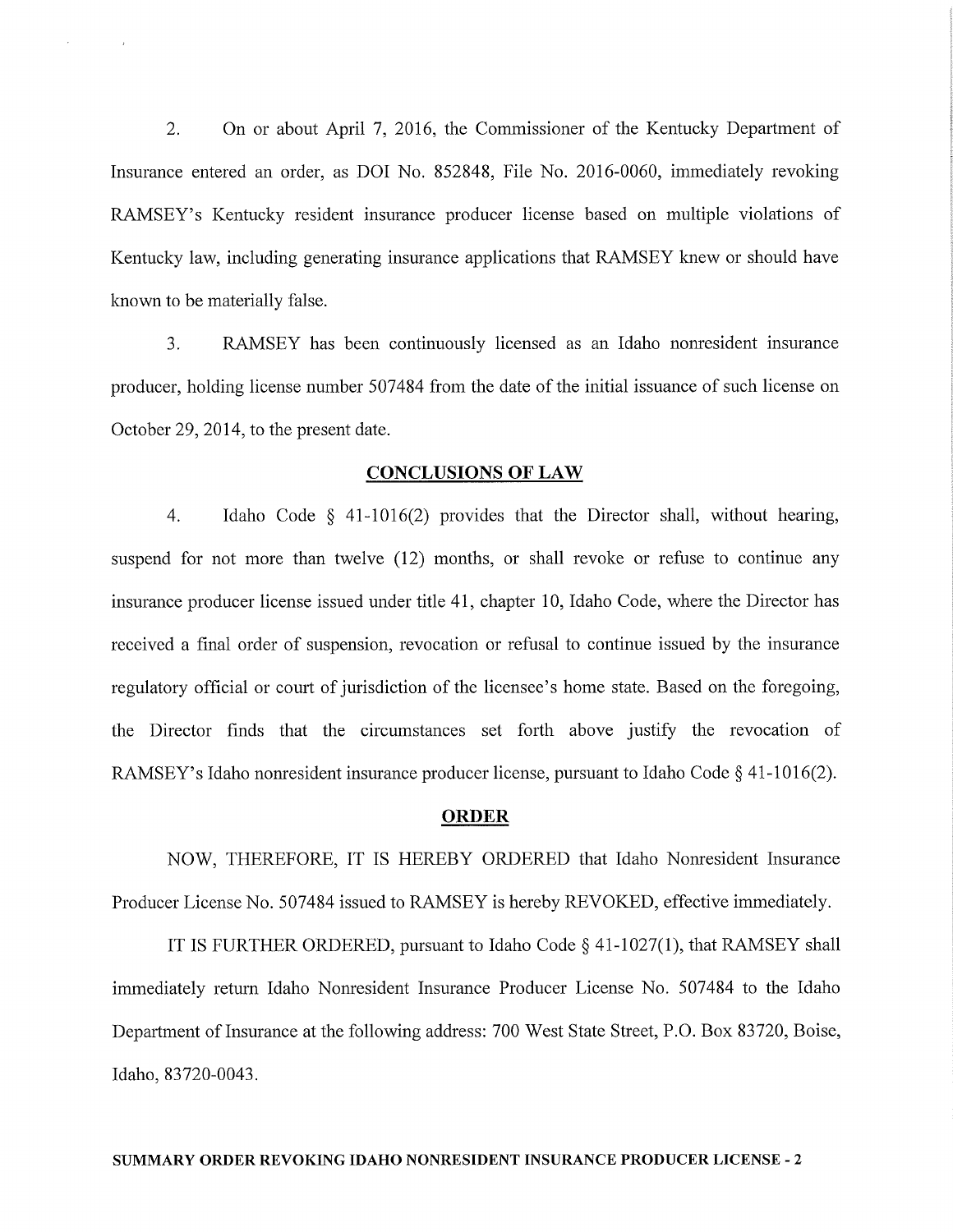2. On or about April 7, 2016, the Commissioner of the Kentucky Department of Insurance entered an order, as DOI No. 852848, File No. 2016-0060, immediately revoking RAMSEY's Kentucky resident insurance producer license based on multiple violations of Kentucky law, including generating insurance applications that RAMSEY knew or should have known to be materially false.

3. RAMSEY has been continuously licensed as an Idaho nonresident insurance producer, holding license number 507484 from the date of the initial issuance of such license on October 29, 2014, to the present date.

## CONCLUSIONS OF LAW

4. Idaho Code § 41-1016(2) provides that the Director shall, without hearing, suspend for not more than twelve (12) months, or shall revoke or refuse to continue any insurance producer license issued under title 41, chapter 10, Idaho Code, where the Director has received a final order of suspension, revocation or refusal to continue issued by the insurance regulatory official or court of jurisdiction of the licensee's home state. Based on the foregoing, the Director finds that the circumstances set forth above justify the revocation of RAMSEY's Idaho nonresident insurance producer license, pursuant to Idaho Code § 41-1016(2).

## ORDER

NOW, THEREFORE, IT IS HEREBY ORDERED that Idaho Nonresident Insurance Producer License No. 507484 issued to RAMSEY is hereby REVOKED, effective immediately.

IT IS FURTHER ORDERED, pursuant to Idaho Code § 41-1027(1), that RAMSEY shall immediately return Idaho Nonresident Insurance Producer License No. 507484 to the Idaho Department of Insurance at the following address: 700 West State Street, P.O. Box 83720, Boise, Idaho, 83720-0043.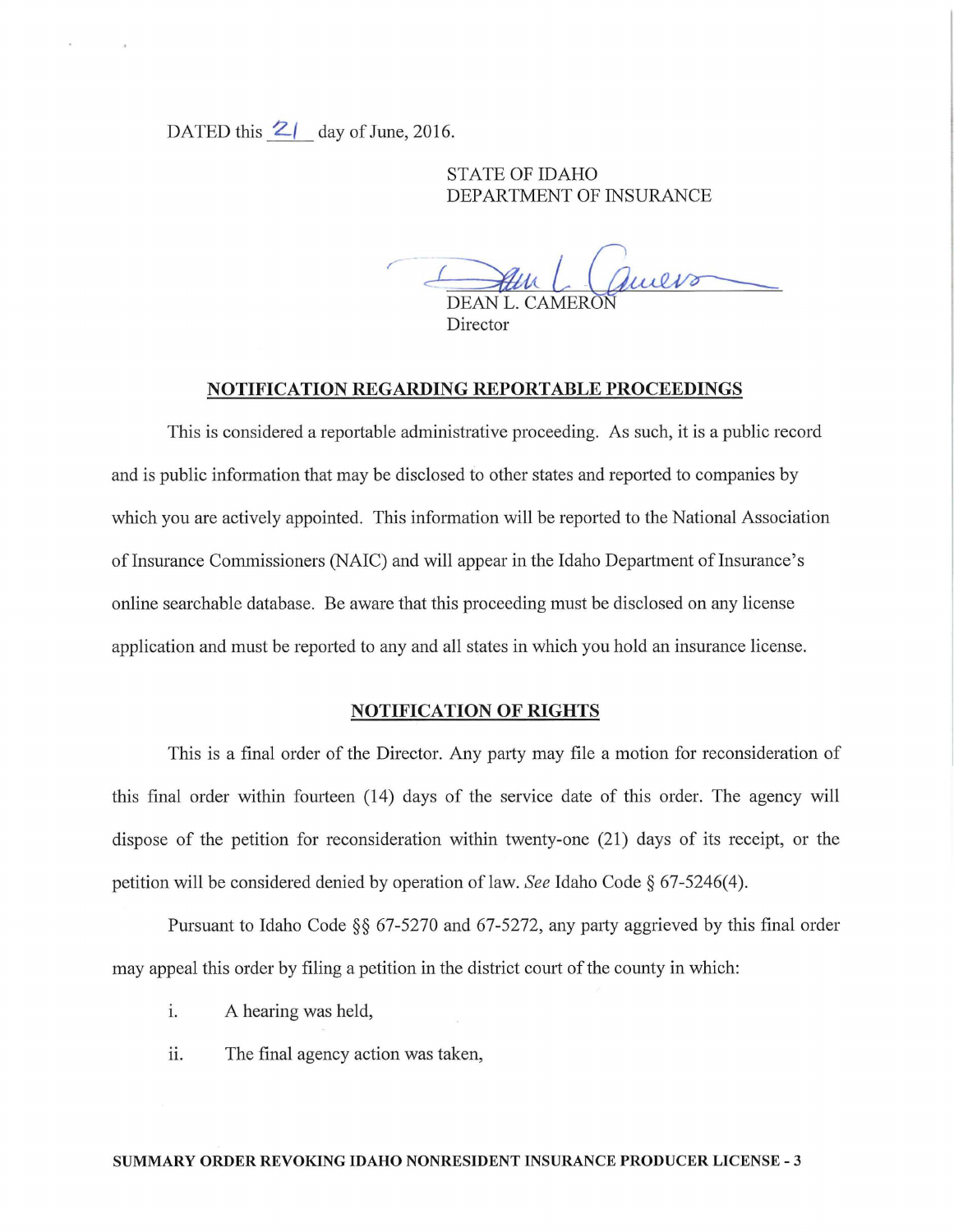DATED this 21 day of June, 2016.

STATE OF IDAHO
DEPARTMENT OF INSURANCE

DEAN L. CAMERON
Director

**NOTIFICATION REGARDING REPORTABLE PROCEEDINGS**

This is considered a reportable administrative proceeding. As such, it is a public record and is public information that may be disclosed to other states and reported to companies by which you are actively appointed. This information will be reported to the National Association of Insurance Commissioners (NAIC) and will appear in the Idaho Department of Insurance's online searchable database. Be aware that this proceeding must be disclosed on any license application and must be reported to any and all states in which you hold an insurance license.

**NOTIFICATION OF RIGHTS**

This is a final order of the Director. Any party may file a motion for reconsideration of this final order within fourteen (14) days of the service date of this order. The agency will dispose of the petition for reconsideration within twenty-one (21) days of its receipt, or the petition will be considered denied by operation of law. *See* Idaho Code § 67-5246(4).

Pursuant to Idaho Code §§ 67-5270 and 67-5272, any party aggrieved by this final order may appeal this order by filing a petition in the district court of the county in which:

i. A hearing was held,

ii. The final agency action was taken,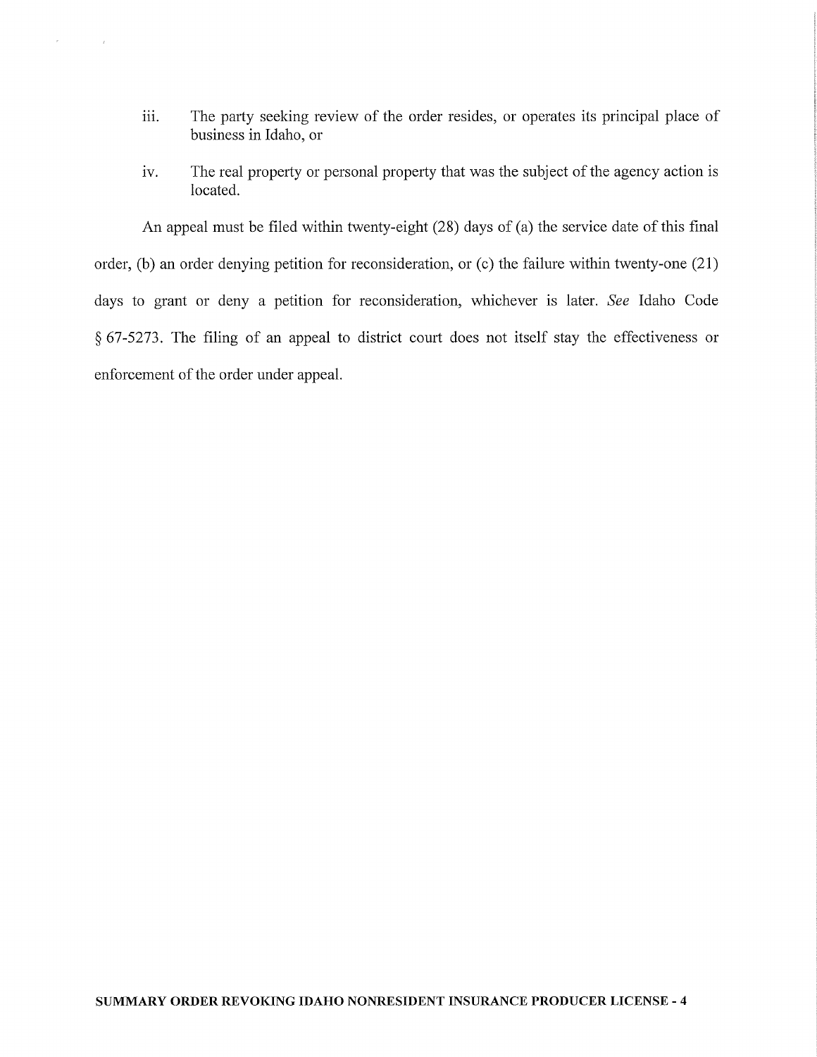iii. The party seeking review of the order resides, or operates its principal place of business in Idaho, or

iv. The real property or personal property that was the subject of the agency action is located.

An appeal must be filed within twenty-eight (28) days of (a) the service date of this final order, (b) an order denying petition for reconsideration, or (c) the failure within twenty-one (21) days to grant or deny a petition for reconsideration, whichever is later. *See* Idaho Code § 67-5273. The filing of an appeal to district court does not itself stay the effectiveness or enforcement of the order under appeal.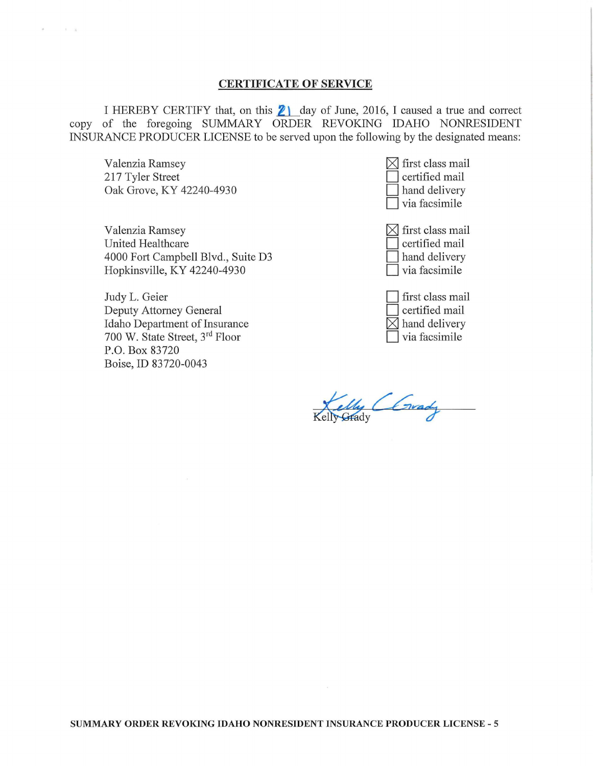## CERTIFICATE OF SERVICE

I HEREBY CERTIFY that, on this 21 day of June, 2016, I caused a true and correct copy of the foregoing SUMMARY ORDER REVOKING IDAHO NONRESIDENT INSURANCE PRODUCER LICENSE to be served upon the following by the designated means:

| | |
|---|---|
| Valenzia Ramsey<br>217 Tyler Street<br>Oak Grove, KY 42240-4930 | ☒ first class mail<br>☐ certified mail<br>☐ hand delivery<br>☐ via facsimile |
| Valenzia Ramsey<br>United Healthcare<br>4000 Fort Campbell Blvd., Suite D3<br>Hopkinsville, KY 42240-4930 | ☒ first class mail<br>☐ certified mail<br>☐ hand delivery<br>☐ via facsimile |
| Judy L. Geier<br>Deputy Attorney General<br>Idaho Department of Insurance<br>700 W. State Street, 3rd Floor<br>P.O. Box 83720<br>Boise, ID 83720-0043 | ☐ first class mail<br>☐ certified mail<br>☒ hand delivery<br>☐ via facsimile |

Kelly Grady